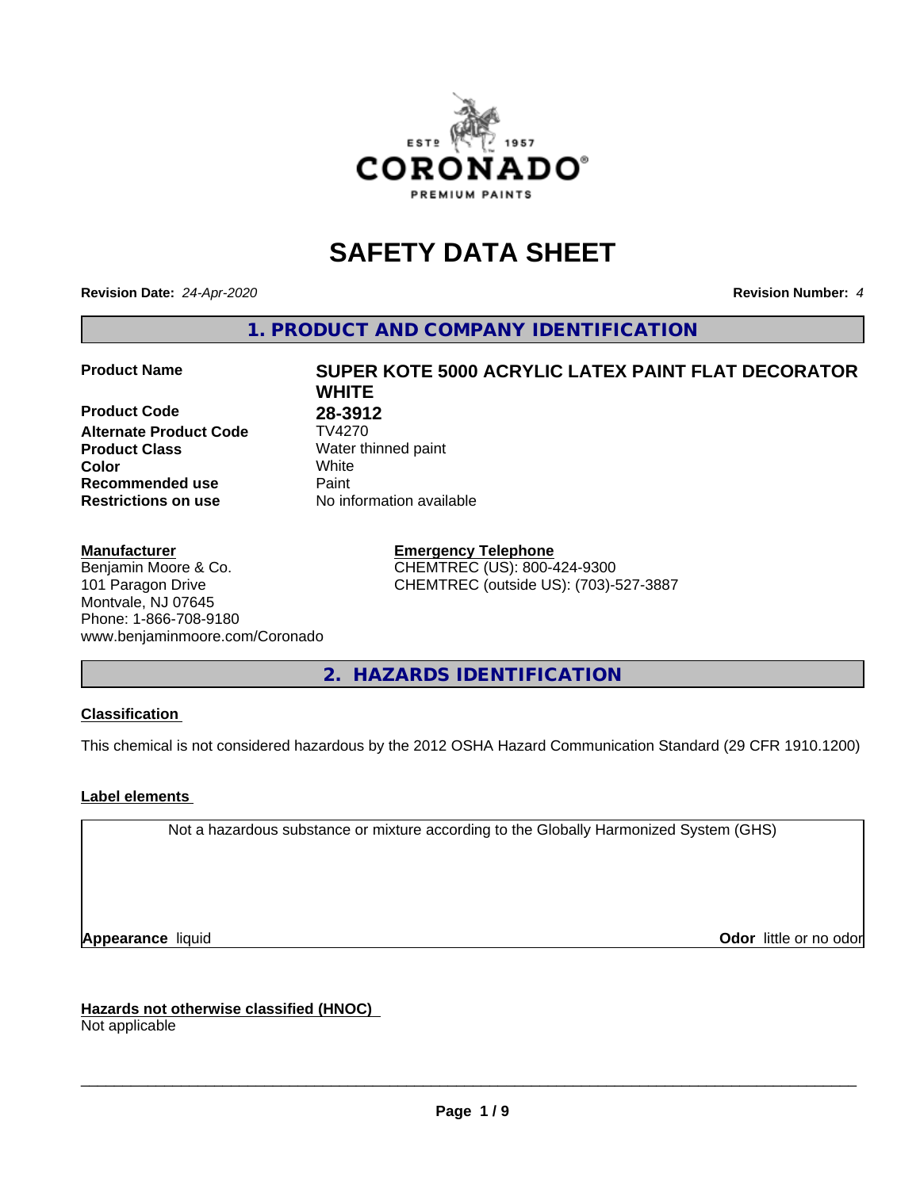# SAFETY DATA SHEET

**Revision Date:** *24-Apr-2020*

**Revision Number:** *4*

## 1. PRODUCT AND COMPANY IDENTIFICATION

| | |
|---|---|
| **Product Name** | **SUPER KOTE 5000 ACRYLIC LATEX PAINT FLAT DECORATOR WHITE** |
| **Product Code** | **28-3912** |
| **Alternate Product Code** | TV4270 |
| **Product Class** | Water thinned paint |
| **Color** | White |
| **Recommended use** | Paint |
| **Restrictions on use** | No information available |

**Manufacturer**
Benjamin Moore & Co.
101 Paragon Drive
Montvale, NJ 07645
Phone: 1-866-708-9180
www.benjaminmoore.com/Coronado

**Emergency Telephone**
CHEMTREC (US): 800-424-9300
CHEMTREC (outside US): (703)-527-3887

## 2. HAZARDS IDENTIFICATION

**Classification**

This chemical is not considered hazardous by the 2012 OSHA Hazard Communication Standard (29 CFR 1910.1200)

**Label elements**

Not a hazardous substance or mixture according to the Globally Harmonized System (GHS)

**Appearance** liquid

**Odor** little or no odor

**Hazards not otherwise classified (HNOC)**
Not applicable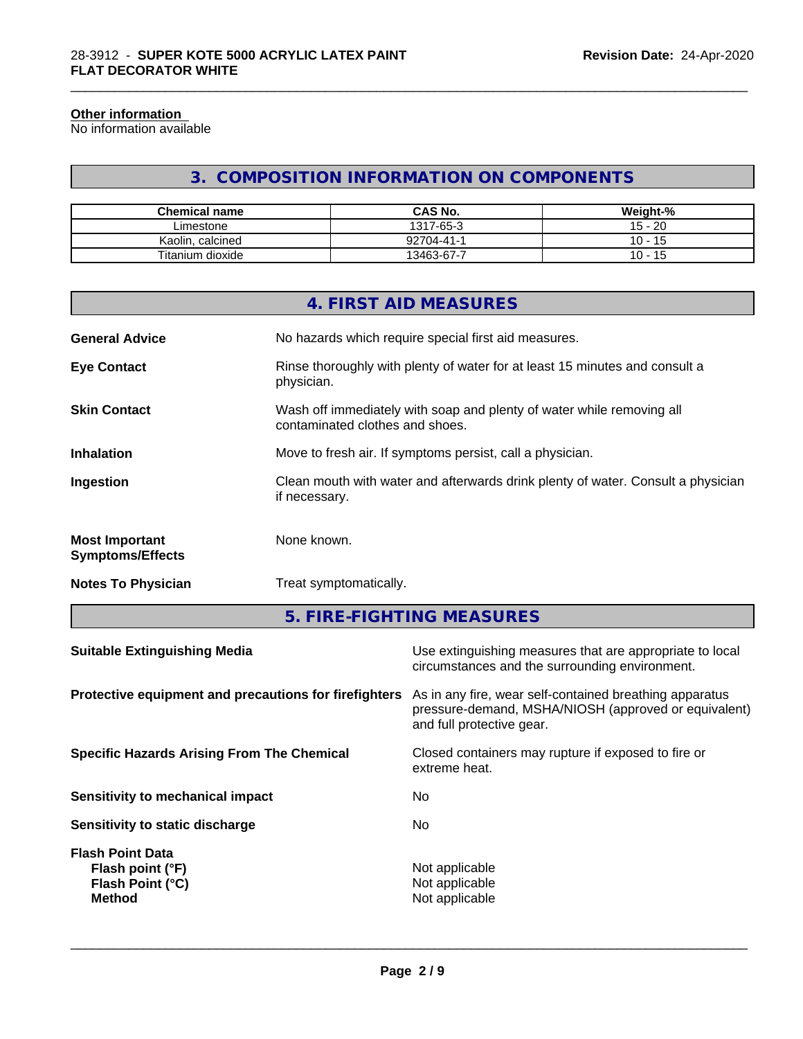**Other information**
No information available

## 3. COMPOSITION INFORMATION ON COMPONENTS

| Chemical name | CAS No. | Weight-% |
|---|---|---|
| Limestone | 1317-65-3 | 15 - 20 |
| Kaolin, calcined | 92704-41-1 | 10 - 15 |
| Titanium dioxide | 13463-67-7 | 10 - 15 |

## 4. FIRST AID MEASURES

**General Advice** No hazards which require special first aid measures.

**Eye Contact** Rinse thoroughly with plenty of water for at least 15 minutes and consult a physician.

**Skin Contact** Wash off immediately with soap and plenty of water while removing all contaminated clothes and shoes.

**Inhalation** Move to fresh air. If symptoms persist, call a physician.

**Ingestion** Clean mouth with water and afterwards drink plenty of water. Consult a physician if necessary.

**Most Important Symptoms/Effects** None known.

**Notes To Physician** Treat symptomatically.

## 5. FIRE-FIGHTING MEASURES

**Suitable Extinguishing Media** Use extinguishing measures that are appropriate to local circumstances and the surrounding environment.

**Protective equipment and precautions for firefighters** As in any fire, wear self-contained breathing apparatus pressure-demand, MSHA/NIOSH (approved or equivalent) and full protective gear.

**Specific Hazards Arising From The Chemical** Closed containers may rupture if exposed to fire or extreme heat.

**Sensitivity to mechanical impact** No

**Sensitivity to static discharge** No

**Flash Point Data**
**Flash point (°F)** Not applicable
**Flash Point (°C)** Not applicable
**Method** Not applicable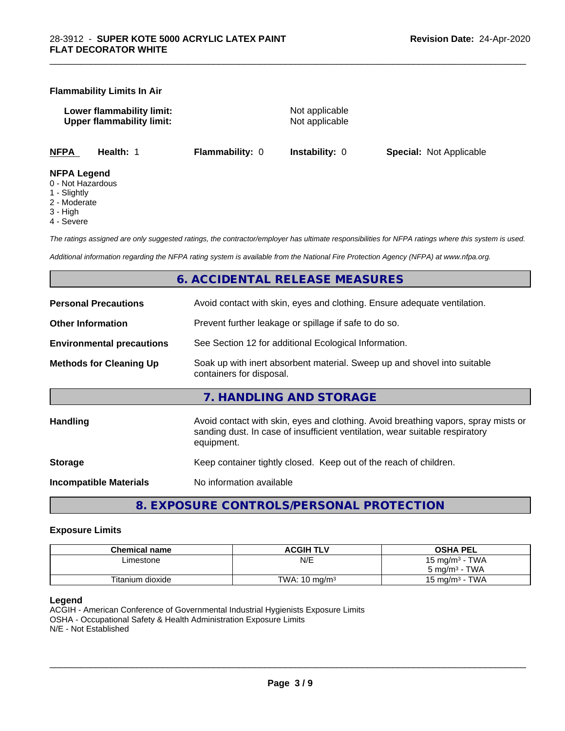**Flammability Limits In Air**

**Lower flammability limit:** Not applicable
**Upper flammability limit:** Not applicable

| **NFPA** | **Health:** 1 | **Flammability:** 0 | **Instability:** 0 | **Special:** Not Applicable |
|---|---|---|---|---|

**NFPA Legend**
0 - Not Hazardous
1 - Slightly
2 - Moderate
3 - High
4 - Severe

*The ratings assigned are only suggested ratings, the contractor/employer has ultimate responsibilities for NFPA ratings where this system is used.*

*Additional information regarding the NFPA rating system is available from the National Fire Protection Agency (NFPA) at www.nfpa.org.*

## 6. ACCIDENTAL RELEASE MEASURES

**Personal Precautions** — Avoid contact with skin, eyes and clothing. Ensure adequate ventilation.

**Other Information** — Prevent further leakage or spillage if safe to do so.

**Environmental precautions** — See Section 12 for additional Ecological Information.

**Methods for Cleaning Up** — Soak up with inert absorbent material. Sweep up and shovel into suitable containers for disposal.

## 7. HANDLING AND STORAGE

**Handling** — Avoid contact with skin, eyes and clothing. Avoid breathing vapors, spray mists or sanding dust. In case of insufficient ventilation, wear suitable respiratory equipment.

**Storage** — Keep container tightly closed. Keep out of the reach of children.

**Incompatible Materials** — No information available

## 8. EXPOSURE CONTROLS/PERSONAL PROTECTION

### Exposure Limits

| Chemical name | ACGIH TLV | OSHA PEL |
|---|---|---|
| Limestone | N/E | 15 mg/m³ - TWA<br>5 mg/m³ - TWA |
| Titanium dioxide | TWA: 10 mg/m³ | 15 mg/m³ - TWA |

**Legend**
ACGIH - American Conference of Governmental Industrial Hygienists Exposure Limits
OSHA - Occupational Safety & Health Administration Exposure Limits
N/E - Not Established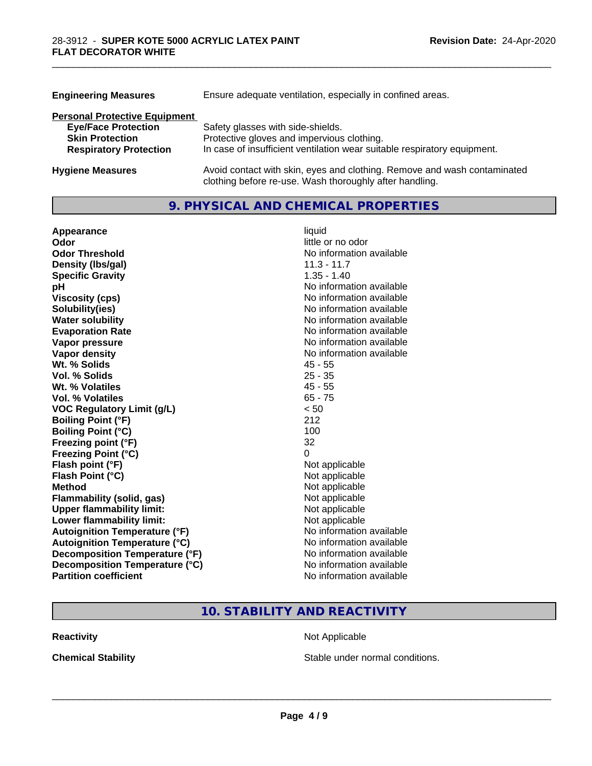| | |
|---|---|
| **Engineering Measures** | Ensure adequate ventilation, especially in confined areas. |

**Personal Protective Equipment**

| | |
|---|---|
| **Eye/Face Protection** | Safety glasses with side-shields. |
| **Skin Protection** | Protective gloves and impervious clothing. |
| **Respiratory Protection** | In case of insufficient ventilation wear suitable respiratory equipment. |
| **Hygiene Measures** | Avoid contact with skin, eyes and clothing. Remove and wash contaminated clothing before re-use. Wash thoroughly after handling. |

## 9. PHYSICAL AND CHEMICAL PROPERTIES

| | |
|---|---|
| **Appearance** | liquid |
| **Odor** | little or no odor |
| **Odor Threshold** | No information available |
| **Density (lbs/gal)** | 11.3 - 11.7 |
| **Specific Gravity** | 1.35 - 1.40 |
| **pH** | No information available |
| **Viscosity (cps)** | No information available |
| **Solubility(ies)** | No information available |
| **Water solubility** | No information available |
| **Evaporation Rate** | No information available |
| **Vapor pressure** | No information available |
| **Vapor density** | No information available |
| **Wt. % Solids** | 45 - 55 |
| **Vol. % Solids** | 25 - 35 |
| **Wt. % Volatiles** | 45 - 55 |
| **Vol. % Volatiles** | 65 - 75 |
| **VOC Regulatory Limit (g/L)** | < 50 |
| **Boiling Point (°F)** | 212 |
| **Boiling Point (°C)** | 100 |
| **Freezing point (°F)** | 32 |
| **Freezing Point (°C)** | 0 |
| **Flash point (°F)** | Not applicable |
| **Flash Point (°C)** | Not applicable |
| **Method** | Not applicable |
| **Flammability (solid, gas)** | Not applicable |
| **Upper flammability limit:** | Not applicable |
| **Lower flammability limit:** | Not applicable |
| **Autoignition Temperature (°F)** | No information available |
| **Autoignition Temperature (°C)** | No information available |
| **Decomposition Temperature (°F)** | No information available |
| **Decomposition Temperature (°C)** | No information available |
| **Partition coefficient** | No information available |

## 10. STABILITY AND REACTIVITY

| | |
|---|---|
| **Reactivity** | Not Applicable |
| **Chemical Stability** | Stable under normal conditions. |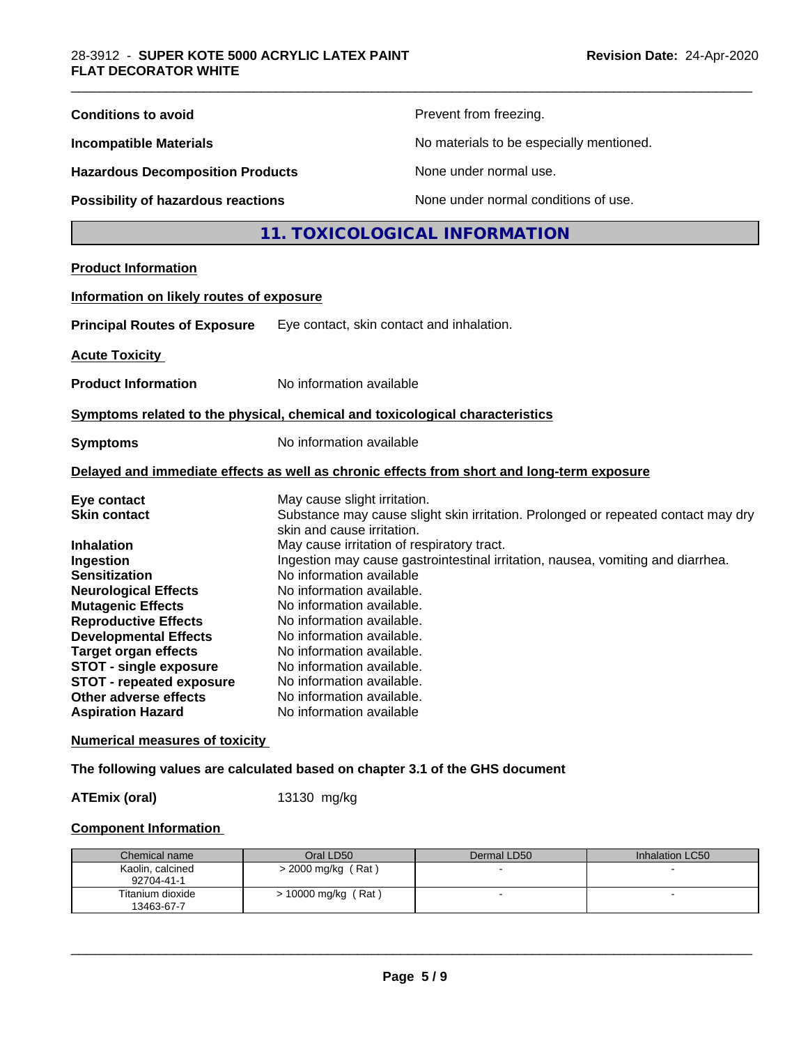**Conditions to avoid** Prevent from freezing.

**Incompatible Materials** No materials to be especially mentioned.

**Hazardous Decomposition Products** None under normal use.

**Possibility of hazardous reactions** None under normal conditions of use.

## 11. TOXICOLOGICAL INFORMATION

**Product Information**

**Information on likely routes of exposure**

**Principal Routes of Exposure** Eye contact, skin contact and inhalation.

**Acute Toxicity**

**Product Information** No information available

**Symptoms related to the physical, chemical and toxicological characteristics**

**Symptoms** No information available

**Delayed and immediate effects as well as chronic effects from short and long-term exposure**

**Eye contact** May cause slight irritation.
**Skin contact** Substance may cause slight skin irritation. Prolonged or repeated contact may dry skin and cause irritation.
**Inhalation** May cause irritation of respiratory tract.
**Ingestion** Ingestion may cause gastrointestinal irritation, nausea, vomiting and diarrhea.
**Sensitization** No information available
**Neurological Effects** No information available.
**Mutagenic Effects** No information available.
**Reproductive Effects** No information available.
**Developmental Effects** No information available.
**Target organ effects** No information available.
**STOT - single exposure** No information available.
**STOT - repeated exposure** No information available.
**Other adverse effects** No information available.
**Aspiration Hazard** No information available

**Numerical measures of toxicity**

**The following values are calculated based on chapter 3.1 of the GHS document**

**ATEmix (oral)** 13130 mg/kg

**Component Information**

| Chemical name | Oral LD50 | Dermal LD50 | Inhalation LC50 |
|---|---|---|---|
| Kaolin, calcined<br>92704-41-1 | > 2000 mg/kg ( Rat ) | - | - |
| Titanium dioxide<br>13463-67-7 | > 10000 mg/kg ( Rat ) | - | - |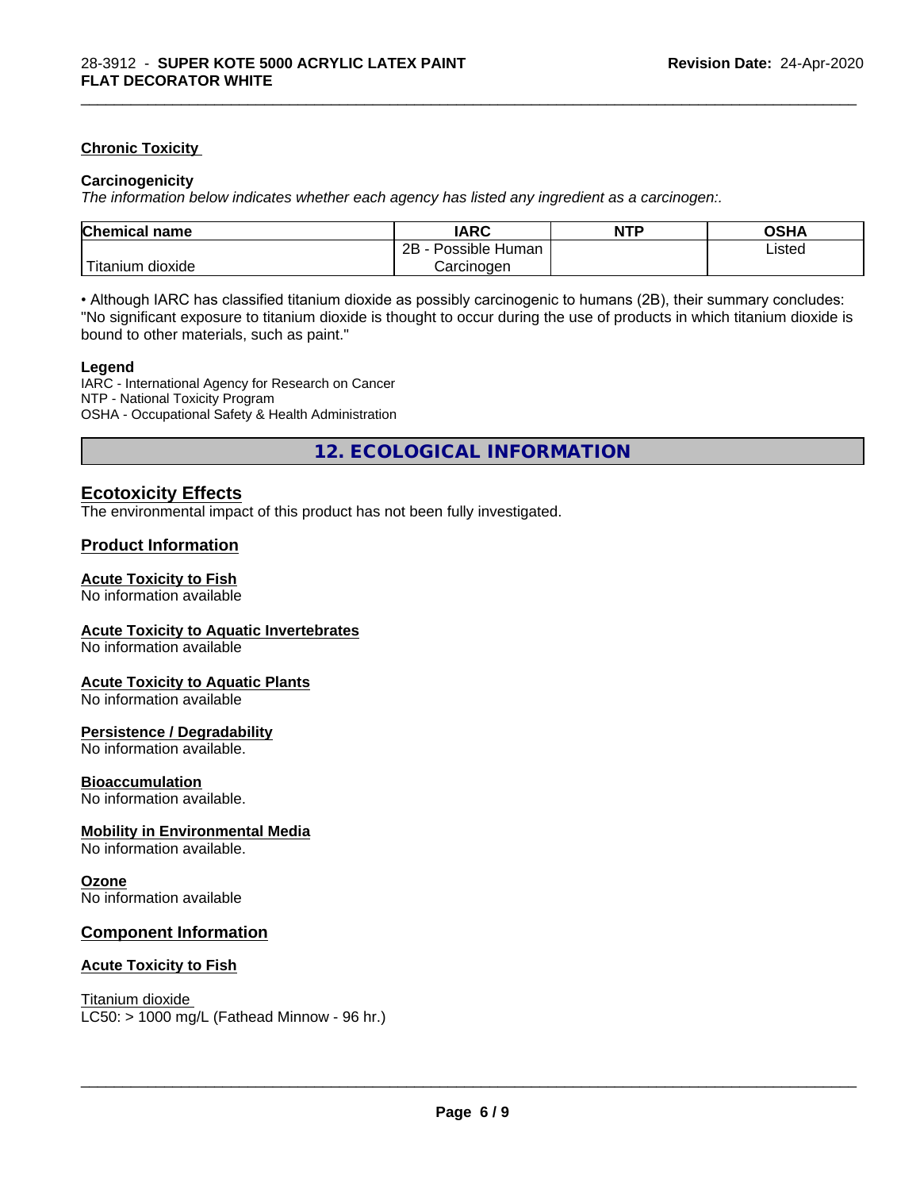### Chronic Toxicity

**Carcinogenicity**

*The information below indicates whether each agency has listed any ingredient as a carcinogen:.*

| Chemical name | IARC | NTP | OSHA |
|---|---|---|---|
| Titanium dioxide | 2B - Possible Human Carcinogen | | Listed |

• Although IARC has classified titanium dioxide as possibly carcinogenic to humans (2B), their summary concludes: "No significant exposure to titanium dioxide is thought to occur during the use of products in which titanium dioxide is bound to other materials, such as paint."

**Legend**

IARC - International Agency for Research on Cancer
NTP - National Toxicity Program
OSHA - Occupational Safety & Health Administration

## 12. ECOLOGICAL INFORMATION

### Ecotoxicity Effects

The environmental impact of this product has not been fully investigated.

### Product Information

**Acute Toxicity to Fish**
No information available

**Acute Toxicity to Aquatic Invertebrates**
No information available

**Acute Toxicity to Aquatic Plants**
No information available

**Persistence / Degradability**
No information available.

**Bioaccumulation**
No information available.

**Mobility in Environmental Media**
No information available.

**Ozone**
No information available

### Component Information

**Acute Toxicity to Fish**

Titanium dioxide
LC50: > 1000 mg/L (Fathead Minnow - 96 hr.)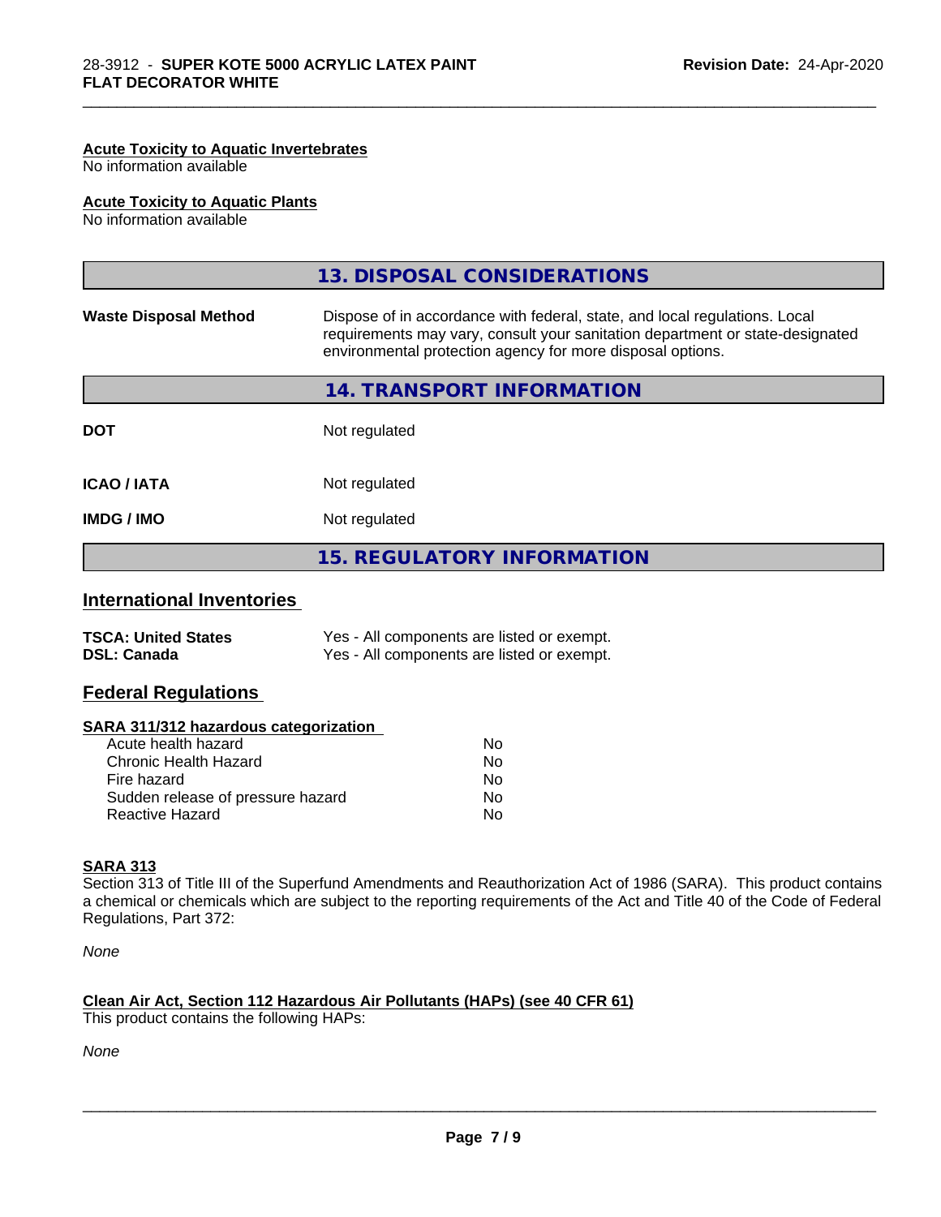**Acute Toxicity to Aquatic Invertebrates**
No information available

**Acute Toxicity to Aquatic Plants**
No information available

## 13. DISPOSAL CONSIDERATIONS

| | |
|---|---|
| **Waste Disposal Method** | Dispose of in accordance with federal, state, and local regulations. Local requirements may vary, consult your sanitation department or state-designated environmental protection agency for more disposal options. |

## 14. TRANSPORT INFORMATION

| | |
|---|---|
| **DOT** | Not regulated |
| **ICAO / IATA** | Not regulated |
| **IMDG / IMO** | Not regulated |

## 15. REGULATORY INFORMATION

### International Inventories

| | |
|---|---|
| **TSCA: United States** | Yes - All components are listed or exempt. |
| **DSL: Canada** | Yes - All components are listed or exempt. |

### Federal Regulations

**SARA 311/312 hazardous categorization**

| | |
|---|---|
| Acute health hazard | No |
| Chronic Health Hazard | No |
| Fire hazard | No |
| Sudden release of pressure hazard | No |
| Reactive Hazard | No |

**SARA 313**
Section 313 of Title III of the Superfund Amendments and Reauthorization Act of 1986 (SARA). This product contains a chemical or chemicals which are subject to the reporting requirements of the Act and Title 40 of the Code of Federal Regulations, Part 372:

*None*

**Clean Air Act, Section 112 Hazardous Air Pollutants (HAPs) (see 40 CFR 61)**
This product contains the following HAPs:

*None*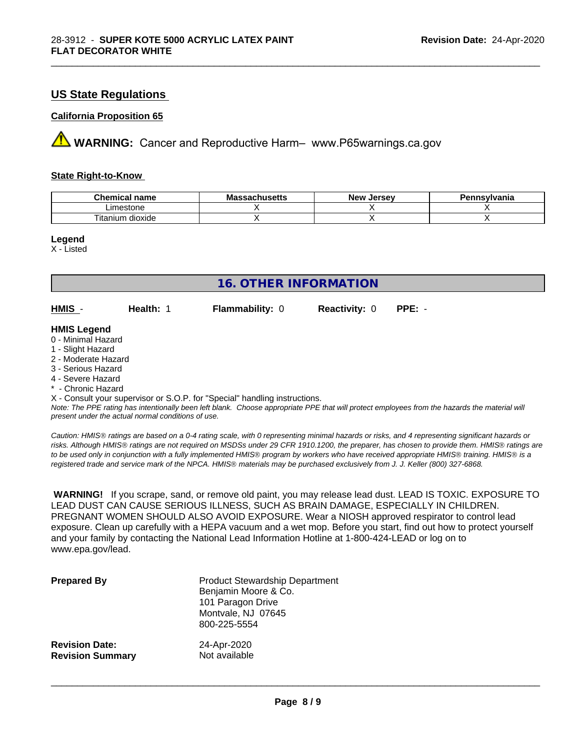## US State Regulations

**California Proposition 65**

⚠ **WARNING:** Cancer and Reproductive Harm– www.P65warnings.ca.gov

**State Right-to-Know**

| Chemical name | Massachusetts | New Jersey | Pennsylvania |
|---|---|---|---|
| Limestone | X | X | X |
| Titanium dioxide | X | X | X |

**Legend**
X - Listed

## 16. OTHER INFORMATION

| **HMIS** - | **Health:** 1 | **Flammability:** 0 | **Reactivity:** 0 | **PPE:** - |
|---|---|---|---|---|

**HMIS Legend**
0 - Minimal Hazard
1 - Slight Hazard
2 - Moderate Hazard
3 - Serious Hazard
4 - Severe Hazard
* - Chronic Hazard
X - Consult your supervisor or S.O.P. for "Special" handling instructions.
*Note: The PPE rating has intentionally been left blank. Choose appropriate PPE that will protect employees from the hazards the material will present under the actual normal conditions of use.*

*Caution: HMIS® ratings are based on a 0-4 rating scale, with 0 representing minimal hazards or risks, and 4 representing significant hazards or risks. Although HMIS® ratings are not required on MSDSs under 29 CFR 1910.1200, the preparer, has chosen to provide them. HMIS® ratings are to be used only in conjunction with a fully implemented HMIS® program by workers who have received appropriate HMIS® training. HMIS® is a registered trade and service mark of the NPCA. HMIS® materials may be purchased exclusively from J. J. Keller (800) 327-6868.*

**WARNING!** If you scrape, sand, or remove old paint, you may release lead dust. LEAD IS TOXIC. EXPOSURE TO LEAD DUST CAN CAUSE SERIOUS ILLNESS, SUCH AS BRAIN DAMAGE, ESPECIALLY IN CHILDREN. PREGNANT WOMEN SHOULD ALSO AVOID EXPOSURE. Wear a NIOSH approved respirator to control lead exposure. Clean up carefully with a HEPA vacuum and a wet mop. Before you start, find out how to protect yourself and your family by contacting the National Lead Information Hotline at 1-800-424-LEAD or log on to www.epa.gov/lead.

**Prepared By**
Product Stewardship Department
Benjamin Moore & Co.
101 Paragon Drive
Montvale, NJ 07645
800-225-5554

**Revision Date:** 24-Apr-2020
**Revision Summary** Not available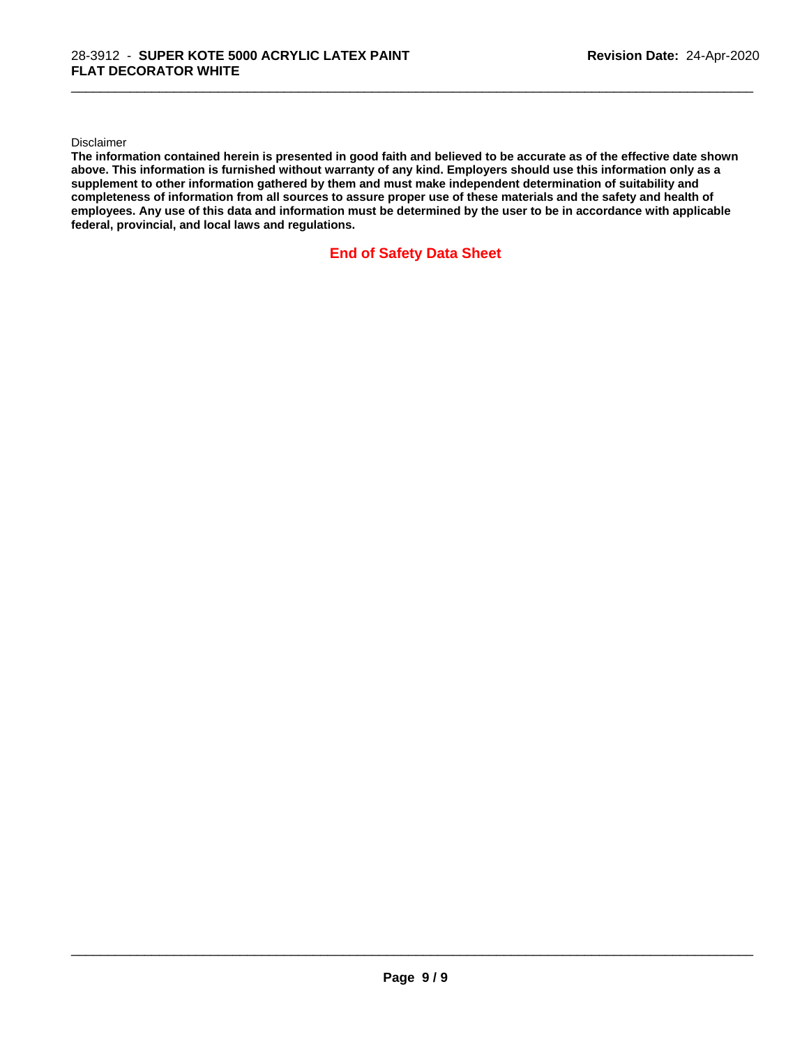Disclaimer

**The information contained herein is presented in good faith and believed to be accurate as of the effective date shown above. This information is furnished without warranty of any kind. Employers should use this information only as a supplement to other information gathered by them and must make independent determination of suitability and completeness of information from all sources to assure proper use of these materials and the safety and health of employees. Any use of this data and information must be determined by the user to be in accordance with applicable federal, provincial, and local laws and regulations.**

**End of Safety Data Sheet**